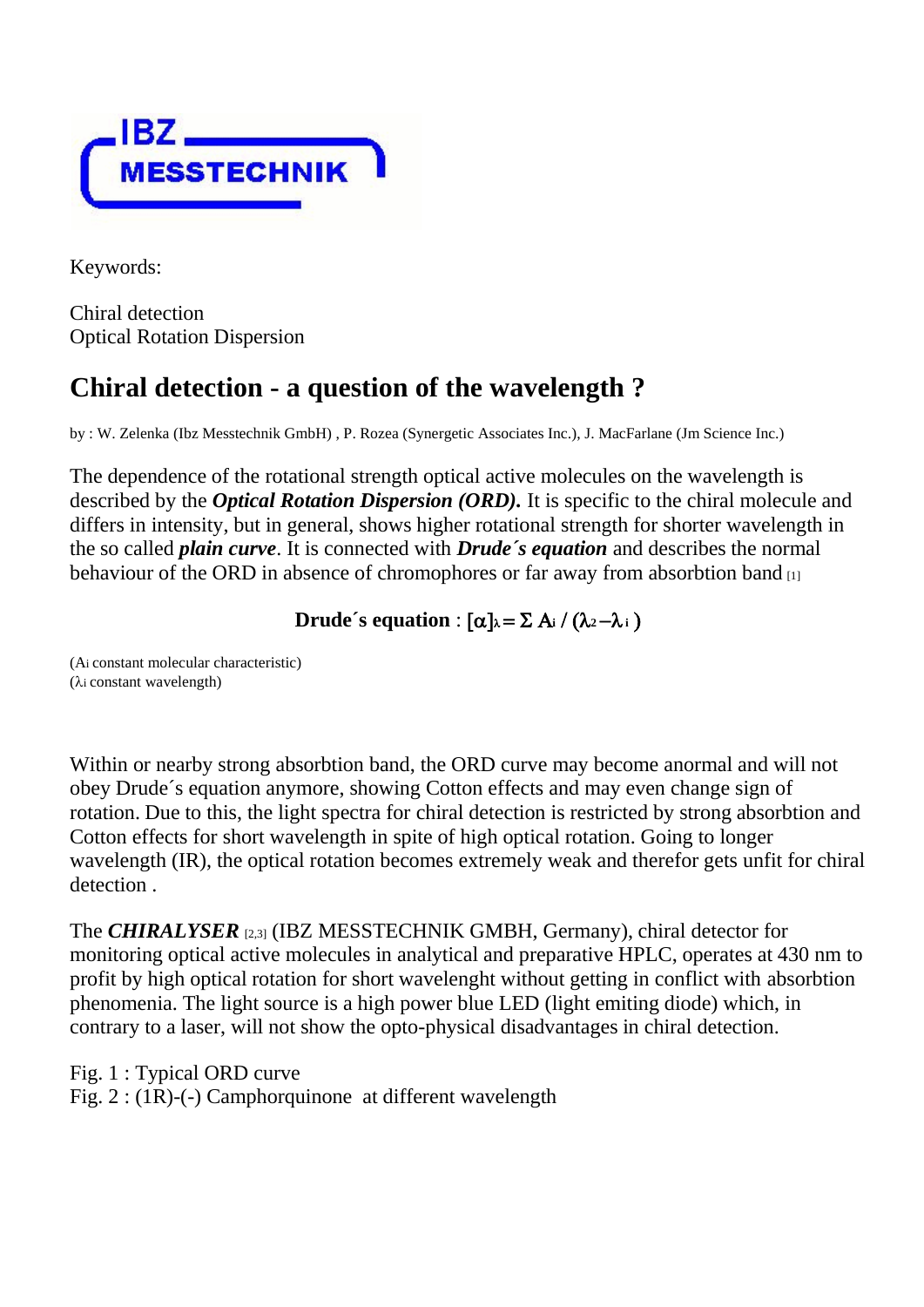Keywords:

Chiral detection
Optical Rotation Dispersion

# Chiral detection - a question of the wavelength ?

by : W. Zelenka (Ibz Messtechnik GmbH) , P. Rozea (Synergetic Associates Inc.), J. MacFarlane (Jm Science Inc.)

The dependence of the rotational strength optical active molecules on the wavelength is described by the ***Optical Rotation Dispersion (ORD).*** It is specific to the chiral molecule and differs in intensity, but in general, shows higher rotational strength for shorter wavelength in the so called ***plain curve***. It is connected with ***Drude´s equation*** and describes the normal behaviour of the ORD in absence of chromophores or far away from absorbtion band [1]

**Drude´s equation** : $[\alpha]_\lambda = \Sigma A_i / (\lambda^2 - \lambda_i)$

($A_i$ constant molecular characteristic)
($\lambda_i$ constant wavelength)

Within or nearby strong absorbtion band, the ORD curve may become anormal and will not obey Drude´s equation anymore, showing Cotton effects and may even change sign of rotation. Due to this, the light spectra for chiral detection is restricted by strong absorbtion and Cotton effects for short wavelength in spite of high optical rotation. Going to longer wavelength (IR), the optical rotation becomes extremely weak and therefor gets unfit for chiral detection .

The ***CHIRALYSER*** [2,3] (IBZ MESSTECHNIK GMBH, Germany), chiral detector for monitoring optical active molecules in analytical and preparative HPLC, operates at 430 nm to profit by high optical rotation for short wavelenght without getting in conflict with absorbtion phenomenia. The light source is a high power blue LED (light emiting diode) which, in contrary to a laser, will not show the opto-physical disadvantages in chiral detection.

Fig. 1 : Typical ORD curve
Fig. 2 : (1R)-(-) Camphorquinone at different wavelength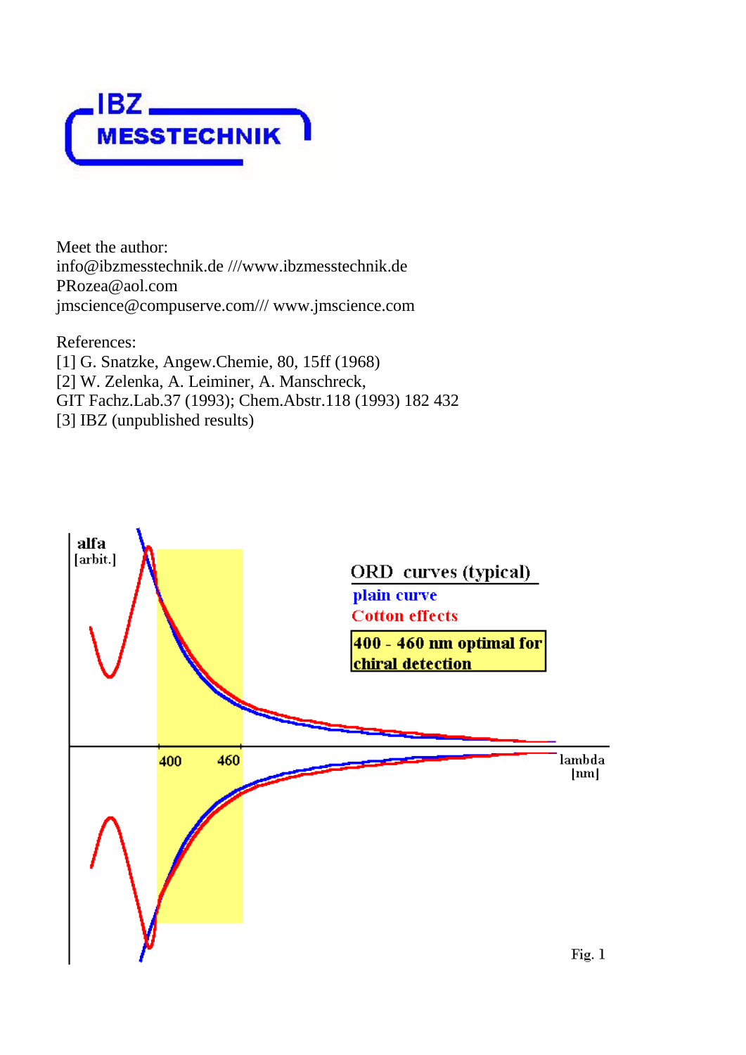IBZ MESSTECHNIK

Meet the author:
info@ibzmesstechnik.de ///www.ibzmesstechnik.de
PRozea@aol.com
jmscience@compuserve.com/// www.jmscience.com

References:
[1] G. Snatzke, Angew.Chemie, 80, 15ff (1968)
[2] W. Zelenka, A. Leiminer, A. Manschreck,
GIT Fachz.Lab.37 (1993); Chem.Abstr.118 (1993) 182 432
[3] IBZ (unpublished results)

alfa [arbit.]

ORD curves (typical)

plain curve

Cotton effects

400 - 460 nm optimal for chiral detection

400 460

lambda [nm]

Fig. 1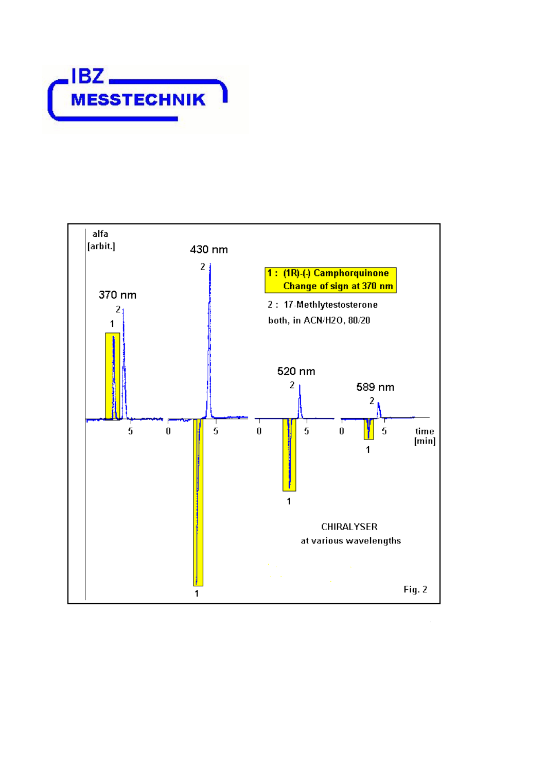IBZ MESSTECHNIK

alfa
[arbit.]

370 nm

430 nm

520 nm

589 nm

1 : (1R)-(-) Camphorquinone
Change of sign at 370 nm

2 : 17-Methlytestosterone

both, in ACN/H2O, 80/20

1
2
5
0
5
0
5
0
5

time
[min]

CHIRALYSER
at various wavelengths

Fig. 2